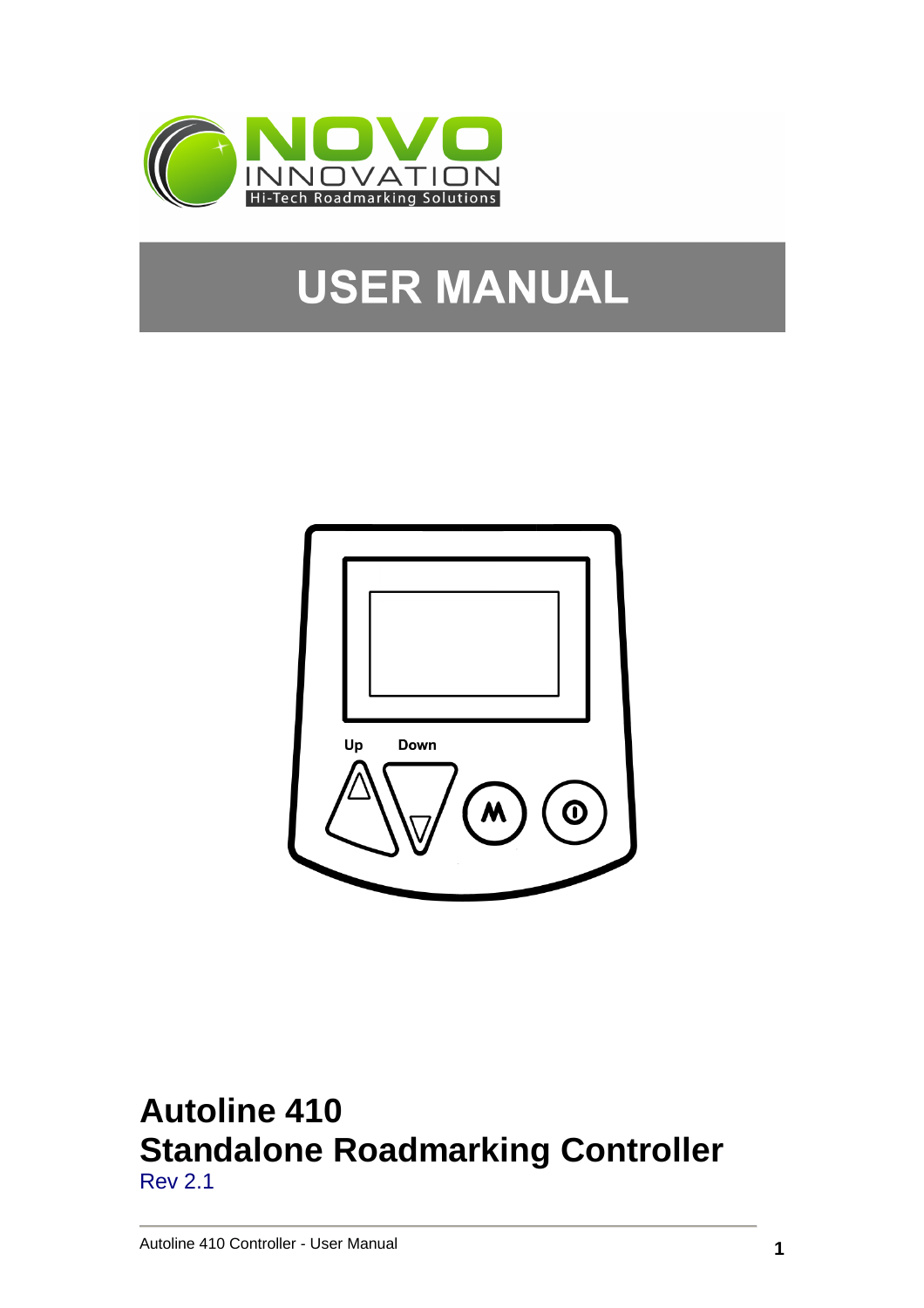NOVO INNOVATION

Hi-Tech Roadmarking Solutions

# USER MANUAL

Up Down

## Autoline 410
## Standalone Roadmarking Controller

Rev 2.1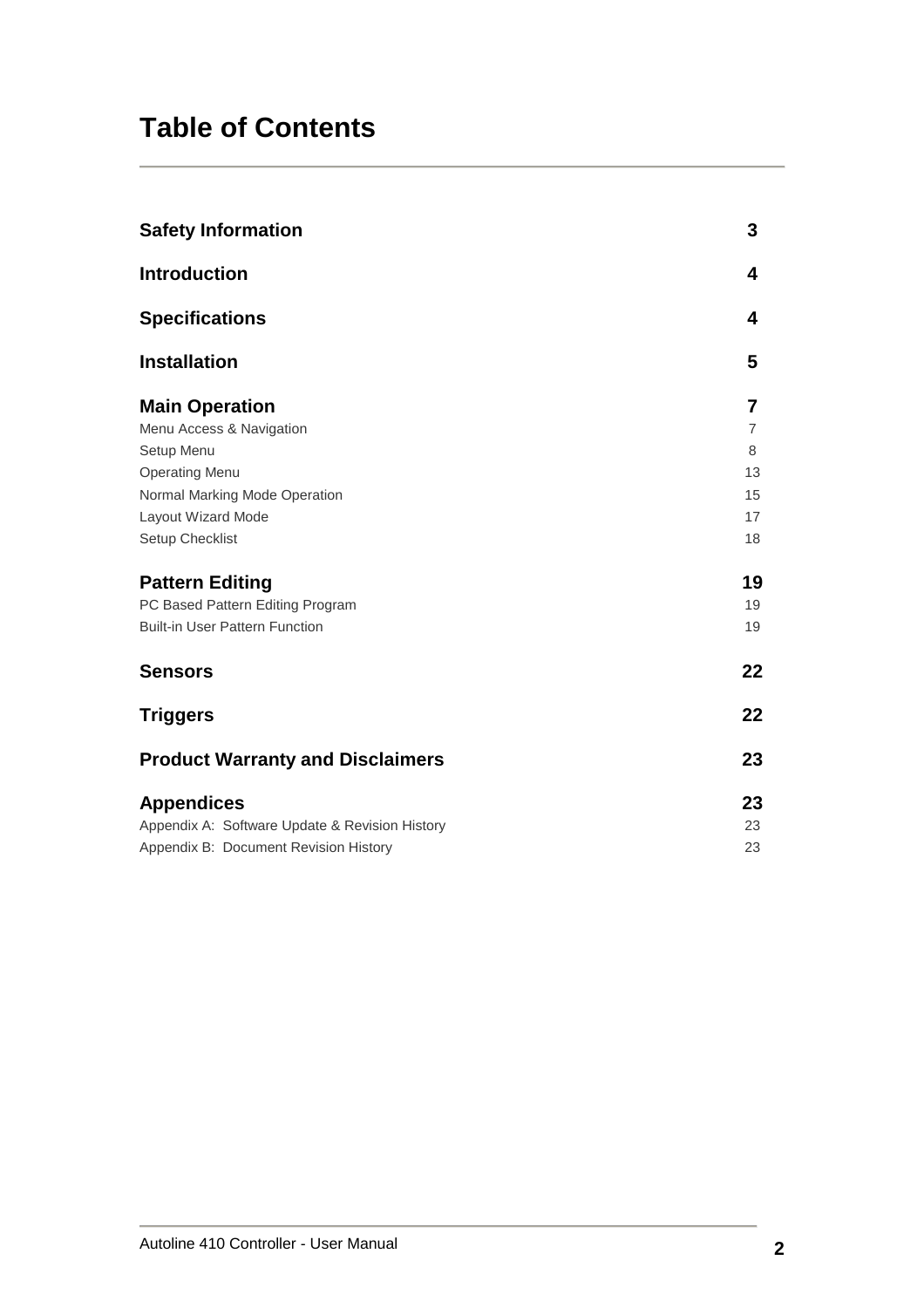# Table of Contents

| | |
|---|---|
| **Safety Information** | **3** |
| **Introduction** | **4** |
| **Specifications** | **4** |
| **Installation** | **5** |
| **Main Operation** | **7** |
| Menu Access & Navigation | 7 |
| Setup Menu | 8 |
| Operating Menu | 13 |
| Normal Marking Mode Operation | 15 |
| Layout Wizard Mode | 17 |
| Setup Checklist | 18 |
| **Pattern Editing** | **19** |
| PC Based Pattern Editing Program | 19 |
| Built-in User Pattern Function | 19 |
| **Sensors** | **22** |
| **Triggers** | **22** |
| **Product Warranty and Disclaimers** | **23** |
| **Appendices** | **23** |
| Appendix A: Software Update & Revision History | 23 |
| Appendix B: Document Revision History | 23 |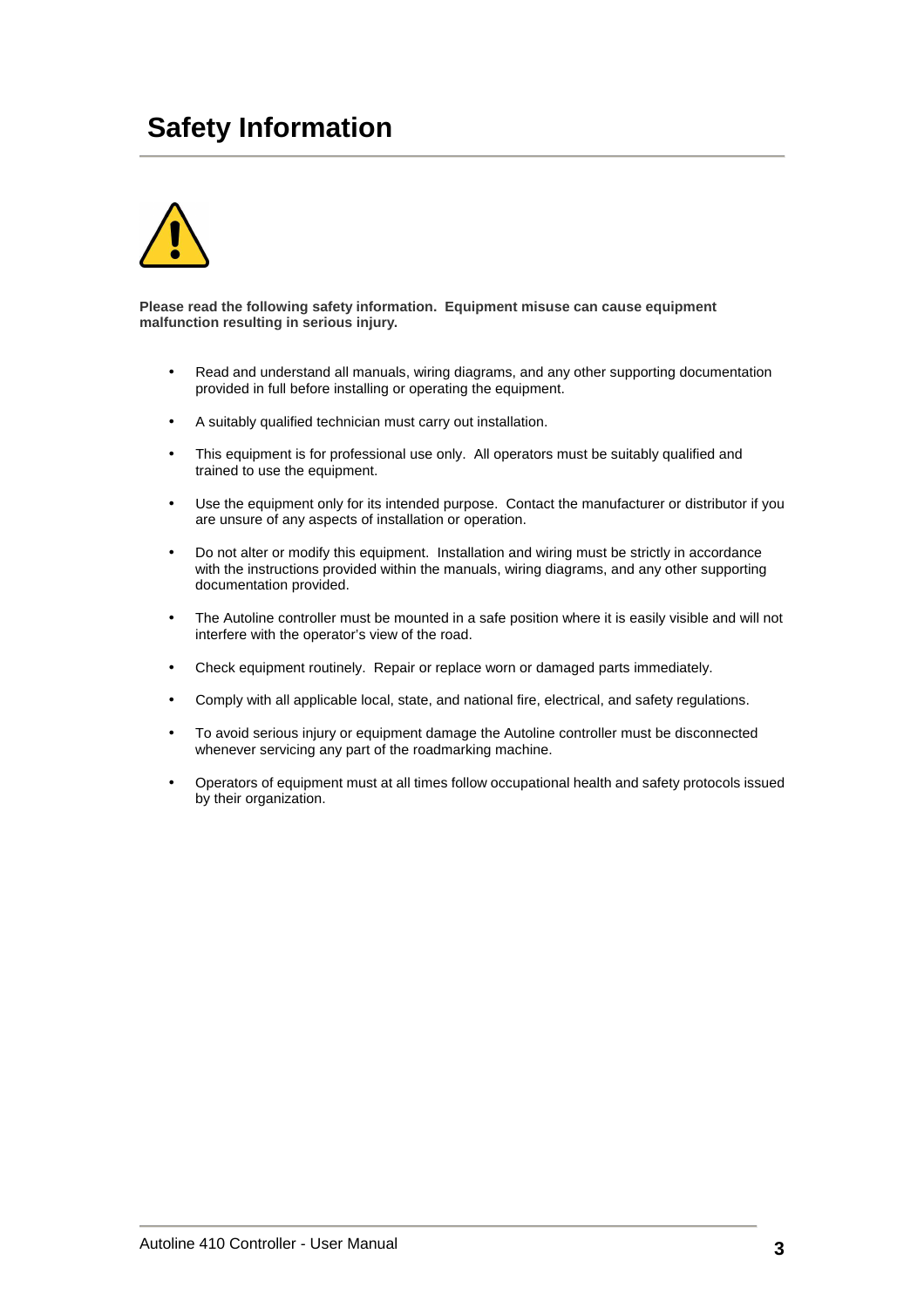# Safety Information

**Please read the following safety information. Equipment misuse can cause equipment malfunction resulting in serious injury.**

- Read and understand all manuals, wiring diagrams, and any other supporting documentation provided in full before installing or operating the equipment.
- A suitably qualified technician must carry out installation.
- This equipment is for professional use only. All operators must be suitably qualified and trained to use the equipment.
- Use the equipment only for its intended purpose. Contact the manufacturer or distributor if you are unsure of any aspects of installation or operation.
- Do not alter or modify this equipment. Installation and wiring must be strictly in accordance with the instructions provided within the manuals, wiring diagrams, and any other supporting documentation provided.
- The Autoline controller must be mounted in a safe position where it is easily visible and will not interfere with the operator's view of the road.
- Check equipment routinely. Repair or replace worn or damaged parts immediately.
- Comply with all applicable local, state, and national fire, electrical, and safety regulations.
- To avoid serious injury or equipment damage the Autoline controller must be disconnected whenever servicing any part of the roadmarking machine.
- Operators of equipment must at all times follow occupational health and safety protocols issued by their organization.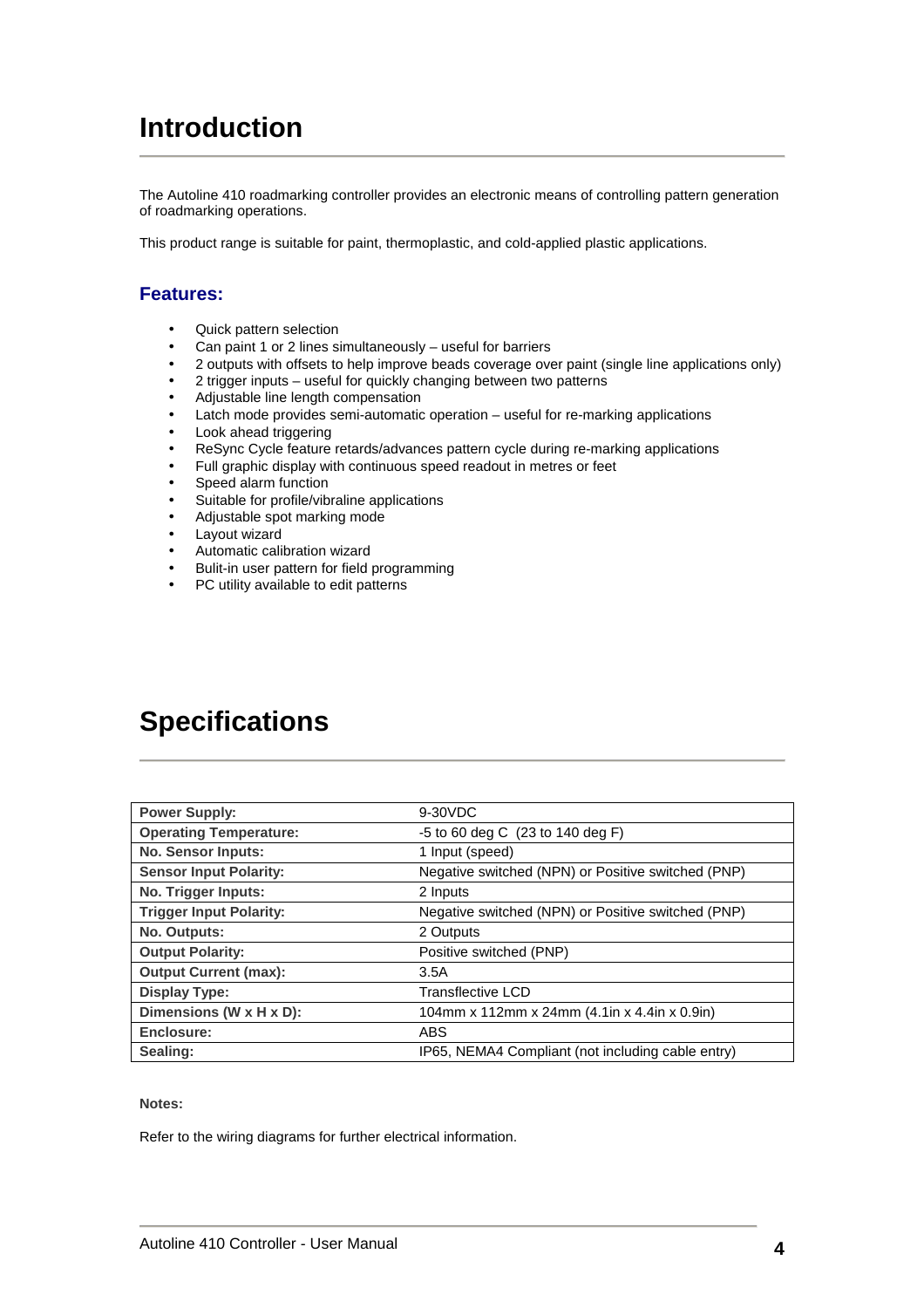# Introduction

The Autoline 410 roadmarking controller provides an electronic means of controlling pattern generation of roadmarking operations.

This product range is suitable for paint, thermoplastic, and cold-applied plastic applications.

## Features:

- Quick pattern selection
- Can paint 1 or 2 lines simultaneously – useful for barriers
- 2 outputs with offsets to help improve beads coverage over paint (single line applications only)
- 2 trigger inputs – useful for quickly changing between two patterns
- Adjustable line length compensation
- Latch mode provides semi-automatic operation – useful for re-marking applications
- Look ahead triggering
- ReSync Cycle feature retards/advances pattern cycle during re-marking applications
- Full graphic display with continuous speed readout in metres or feet
- Speed alarm function
- Suitable for profile/vibraline applications
- Adjustable spot marking mode
- Layout wizard
- Automatic calibration wizard
- Bulit-in user pattern for field programming
- PC utility available to edit patterns

# Specifications

| | |
|---|---|
| **Power Supply:** | 9-30VDC |
| **Operating Temperature:** | -5 to 60 deg C (23 to 140 deg F) |
| **No. Sensor Inputs:** | 1 Input (speed) |
| **Sensor Input Polarity:** | Negative switched (NPN) or Positive switched (PNP) |
| **No. Trigger Inputs:** | 2 Inputs |
| **Trigger Input Polarity:** | Negative switched (NPN) or Positive switched (PNP) |
| **No. Outputs:** | 2 Outputs |
| **Output Polarity:** | Positive switched (PNP) |
| **Output Current (max):** | 3.5A |
| **Display Type:** | Transflective LCD |
| **Dimensions (W x H x D):** | 104mm x 112mm x 24mm (4.1in x 4.4in x 0.9in) |
| **Enclosure:** | ABS |
| **Sealing:** | IP65, NEMA4 Compliant (not including cable entry) |

**Notes:**

Refer to the wiring diagrams for further electrical information.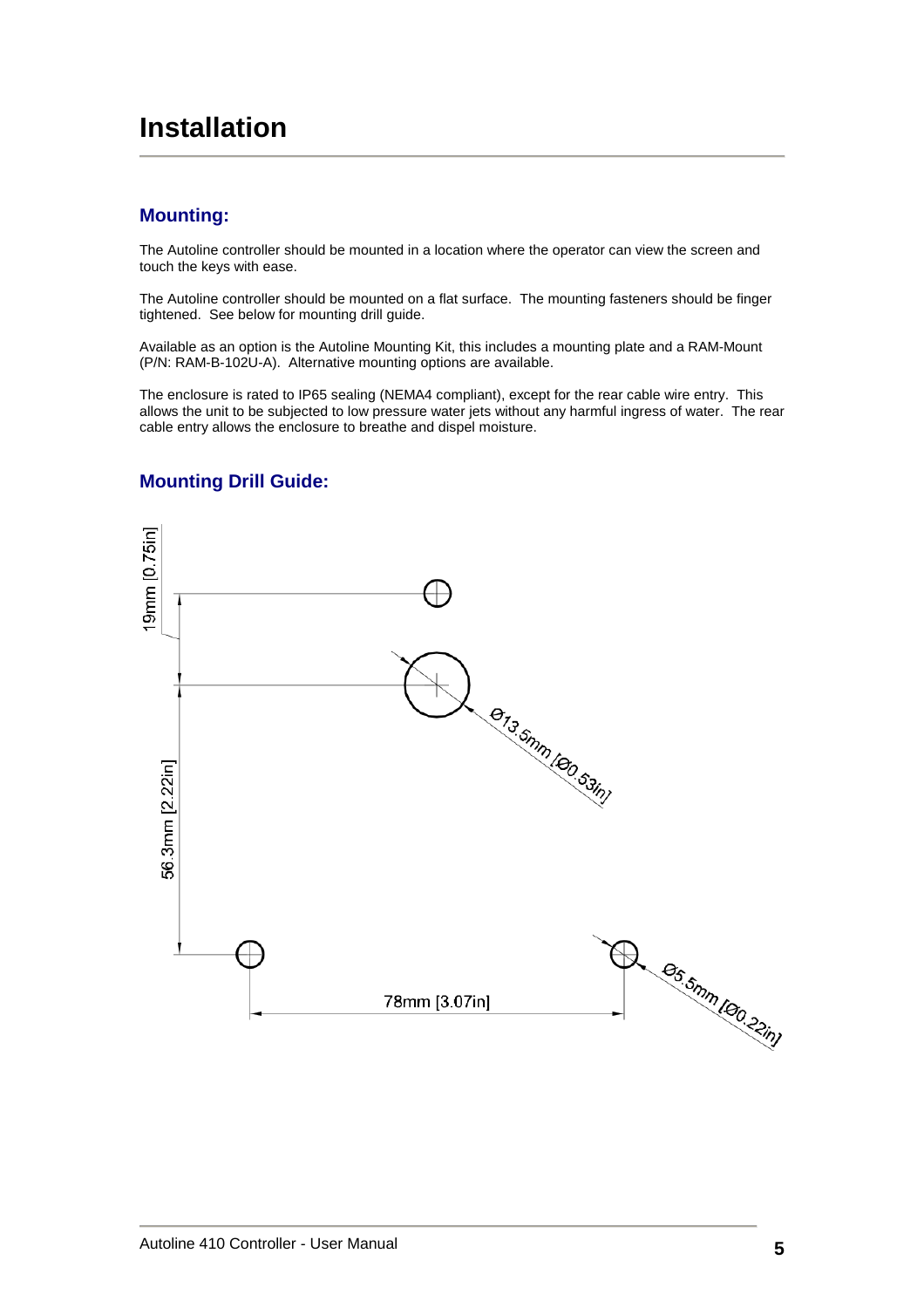# Installation

## Mounting:

The Autoline controller should be mounted in a location where the operator can view the screen and touch the keys with ease.

The Autoline controller should be mounted on a flat surface. The mounting fasteners should be finger tightened. See below for mounting drill guide.

Available as an option is the Autoline Mounting Kit, this includes a mounting plate and a RAM-Mount (P/N: RAM-B-102U-A). Alternative mounting options are available.

The enclosure is rated to IP65 sealing (NEMA4 compliant), except for the rear cable wire entry. This allows the unit to be subjected to low pressure water jets without any harmful ingress of water. The rear cable entry allows the enclosure to breathe and dispel moisture.

## Mounting Drill Guide:

19mm [0.75in]

Ø13.5mm [Ø0.53in]

56.3mm [2.22in]

Ø5.5mm [Ø0.22in]

78mm [3.07in]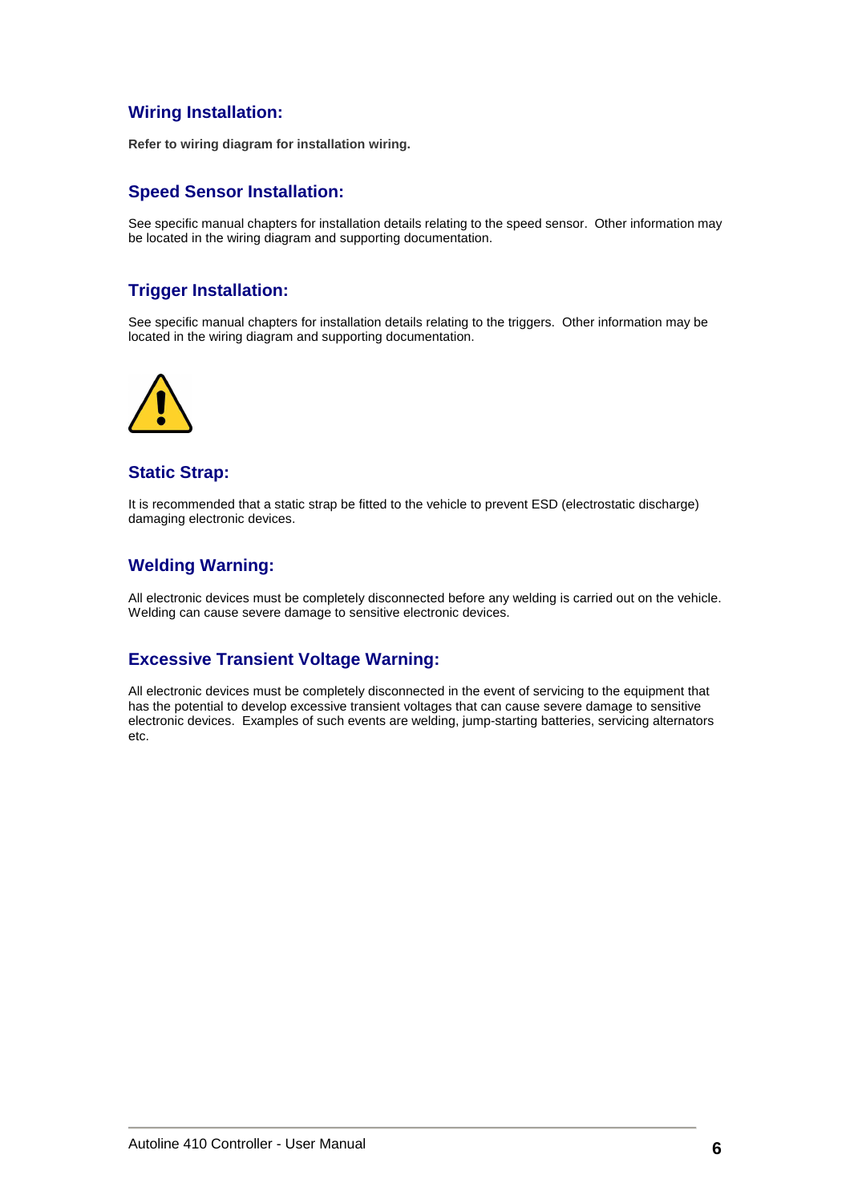## Wiring Installation:

**Refer to wiring diagram for installation wiring.**

## Speed Sensor Installation:

See specific manual chapters for installation details relating to the speed sensor. Other information may be located in the wiring diagram and supporting documentation.

## Trigger Installation:

See specific manual chapters for installation details relating to the triggers. Other information may be located in the wiring diagram and supporting documentation.

## Static Strap:

It is recommended that a static strap be fitted to the vehicle to prevent ESD (electrostatic discharge) damaging electronic devices.

## Welding Warning:

All electronic devices must be completely disconnected before any welding is carried out on the vehicle. Welding can cause severe damage to sensitive electronic devices.

## Excessive Transient Voltage Warning:

All electronic devices must be completely disconnected in the event of servicing to the equipment that has the potential to develop excessive transient voltages that can cause severe damage to sensitive electronic devices. Examples of such events are welding, jump-starting batteries, servicing alternators etc.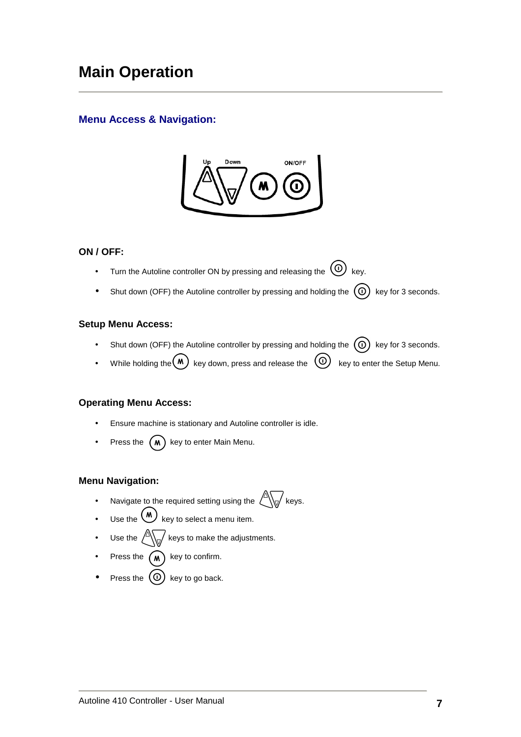# Main Operation

## Menu Access & Navigation:

### ON / OFF:

- Turn the Autoline controller ON by pressing and releasing the key.
- Shut down (OFF) the Autoline controller by pressing and holding the key for 3 seconds.

### Setup Menu Access:

- Shut down (OFF) the Autoline controller by pressing and holding the key for 3 seconds.
- While holding the key down, press and release the key to enter the Setup Menu.

### Operating Menu Access:

- Ensure machine is stationary and Autoline controller is idle.
- Press the key to enter Main Menu.

### Menu Navigation:

- Navigate to the required setting using the keys.
- Use the key to select a menu item.
- Use the keys to make the adjustments.
- Press the key to confirm.
- Press the key to go back.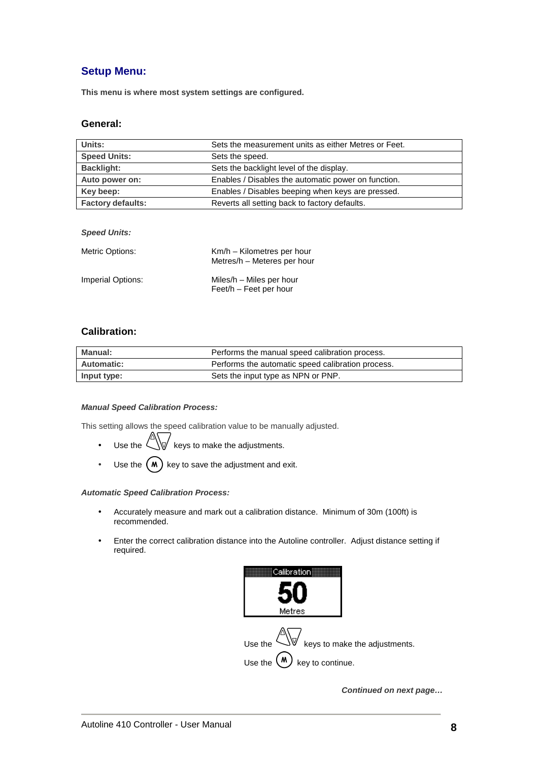## Setup Menu:

**This menu is where most system settings are configured.**

### General:

| | |
|---|---|
| **Units:** | Sets the measurement units as either Metres or Feet. |
| **Speed Units:** | Sets the speed. |
| **Backlight:** | Sets the backlight level of the display. |
| **Auto power on:** | Enables / Disables the automatic power on function. |
| **Key beep:** | Enables / Disables beeping when keys are pressed. |
| **Factory defaults:** | Reverts all setting back to factory defaults. |

***Speed Units:***

Metric Options: Km/h – Kilometres per hour
Metres/h – Meteres per hour

Imperial Options: Miles/h – Miles per hour
Feet/h – Feet per hour

### Calibration:

| | |
|---|---|
| **Manual:** | Performs the manual speed calibration process. |
| **Automatic:** | Performs the automatic speed calibration process. |
| **Input type:** | Sets the input type as NPN or PNP. |

***Manual Speed Calibration Process:***

This setting allows the speed calibration value to be manually adjusted.

- Use the ▲▼ keys to make the adjustments.
- Use the (M) key to save the adjustment and exit.

***Automatic Speed Calibration Process:***

- Accurately measure and mark out a calibration distance. Minimum of 30m (100ft) is recommended.
- Enter the correct calibration distance into the Autoline controller. Adjust distance setting if required.

Calibration
50
Metres

Use the ▲▼ keys to make the adjustments.

Use the (M) key to continue.

***Continued on next page…***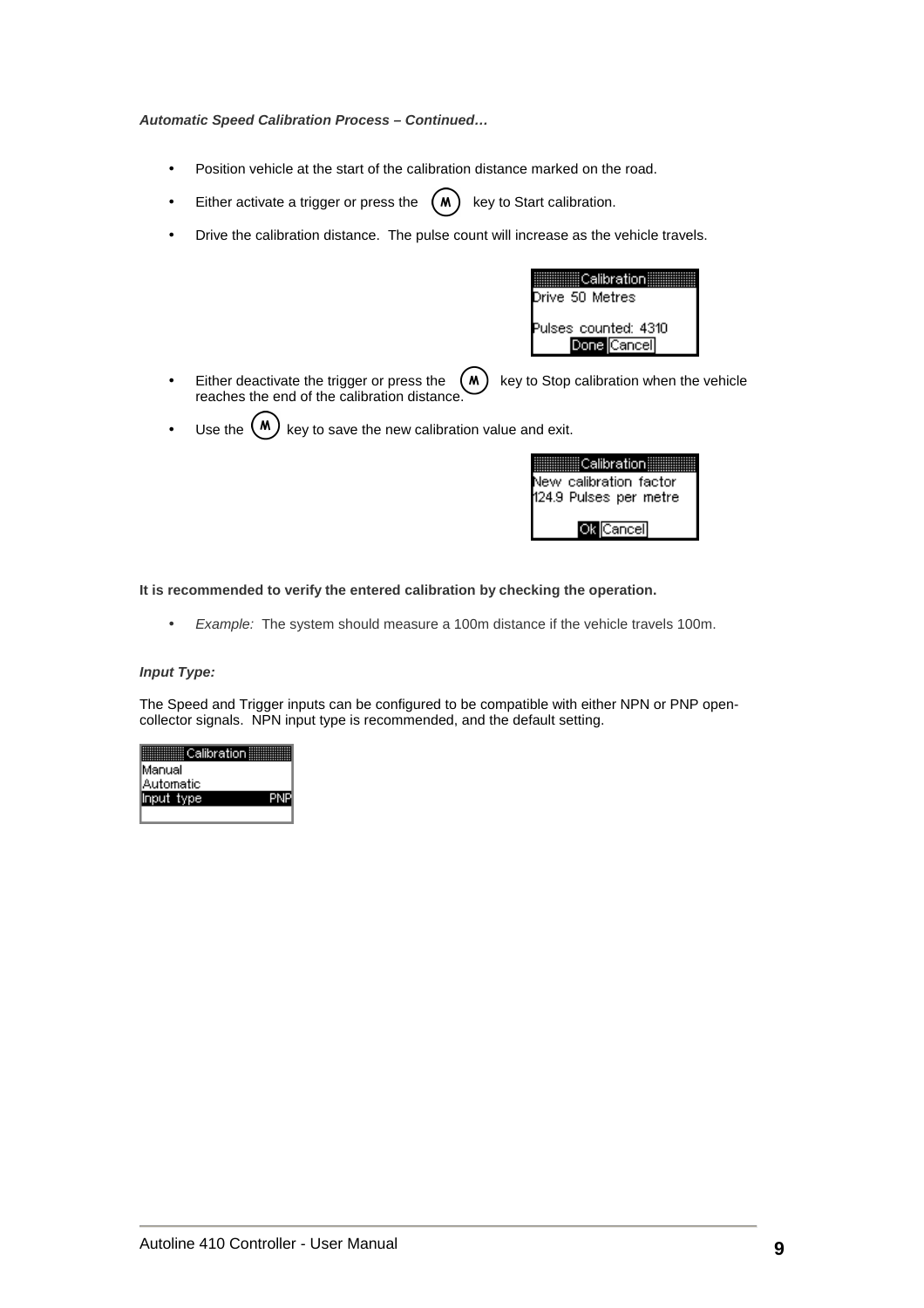***Automatic Speed Calibration Process – Continued…***

- Position vehicle at the start of the calibration distance marked on the road.
- Either activate a trigger or press the (M) key to Start calibration.
- Drive the calibration distance. The pulse count will increase as the vehicle travels.

```
Calibration
Drive 50 Metres

Pulses counted: 4310
Done Cancel
```

- Either deactivate the trigger or press the (M) key to Stop calibration when the vehicle reaches the end of the calibration distance.
- Use the (M) key to save the new calibration value and exit.

```
Calibration
New calibration factor
124.9 Pulses per metre

Ok Cancel
```

**It is recommended to verify the entered calibration by checking the operation.**

- *Example:* The system should measure a 100m distance if the vehicle travels 100m.

***Input Type:***

The Speed and Trigger inputs can be configured to be compatible with either NPN or PNP open-collector signals. NPN input type is recommended, and the default setting.

```
Calibration
Manual
Automatic
Input type        PNP
```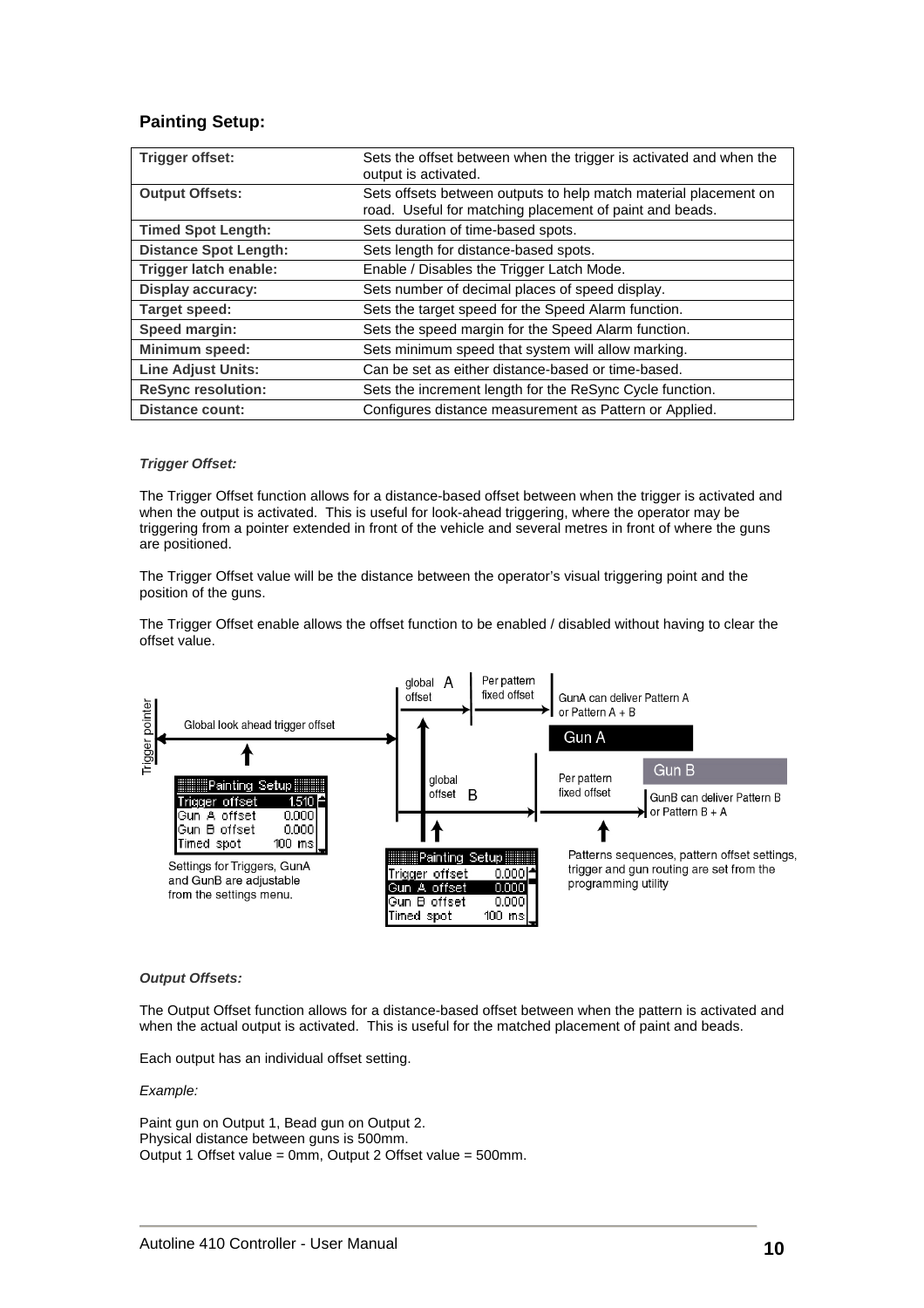## Painting Setup:

| | |
|---|---|
| **Trigger offset:** | Sets the offset between when the trigger is activated and when the output is activated. |
| **Output Offsets:** | Sets offsets between outputs to help match material placement on road. Useful for matching placement of paint and beads. |
| **Timed Spot Length:** | Sets duration of time-based spots. |
| **Distance Spot Length:** | Sets length for distance-based spots. |
| **Trigger latch enable:** | Enable / Disables the Trigger Latch Mode. |
| **Display accuracy:** | Sets number of decimal places of speed display. |
| **Target speed:** | Sets the target speed for the Speed Alarm function. |
| **Speed margin:** | Sets the speed margin for the Speed Alarm function. |
| **Minimum speed:** | Sets minimum speed that system will allow marking. |
| **Line Adjust Units:** | Can be set as either distance-based or time-based. |
| **ReSync resolution:** | Sets the increment length for the ReSync Cycle function. |
| **Distance count:** | Configures distance measurement as Pattern or Applied. |

***Trigger Offset:***

The Trigger Offset function allows for a distance-based offset between when the trigger is activated and when the output is activated. This is useful for look-ahead triggering, where the operator may be triggering from a pointer extended in front of the vehicle and several metres in front of where the guns are positioned.

The Trigger Offset value will be the distance between the operator's visual triggering point and the position of the guns.

The Trigger Offset enable allows the offset function to be enabled / disabled without having to clear the offset value.

Trigger pointer — Global look ahead trigger offset — global offset A — Per pattern fixed offset — GunA can deliver Pattern A or Pattern A + B — Gun A

global offset B — Per pattern fixed offset — Gun B — GunB can deliver Pattern B or Pattern B + A

Painting Setup: Trigger offset 1.510, Gun A offset 0.000, Gun B offset 0.000, Timed spot 100 ms

Settings for Triggers, GunA and GunB are adjustable from the settings menu.

Painting Setup: Trigger offset 0.000, Gun A offset 0.000, Gun B offset 0.000, Timed spot 100 ms

Patterns sequences, pattern offset settings, trigger and gun routing are set from the programming utility

***Output Offsets:***

The Output Offset function allows for a distance-based offset between when the pattern is activated and when the actual output is activated. This is useful for the matched placement of paint and beads.

Each output has an individual offset setting.

*Example:*

Paint gun on Output 1, Bead gun on Output 2.
Physical distance between guns is 500mm.
Output 1 Offset value = 0mm, Output 2 Offset value = 500mm.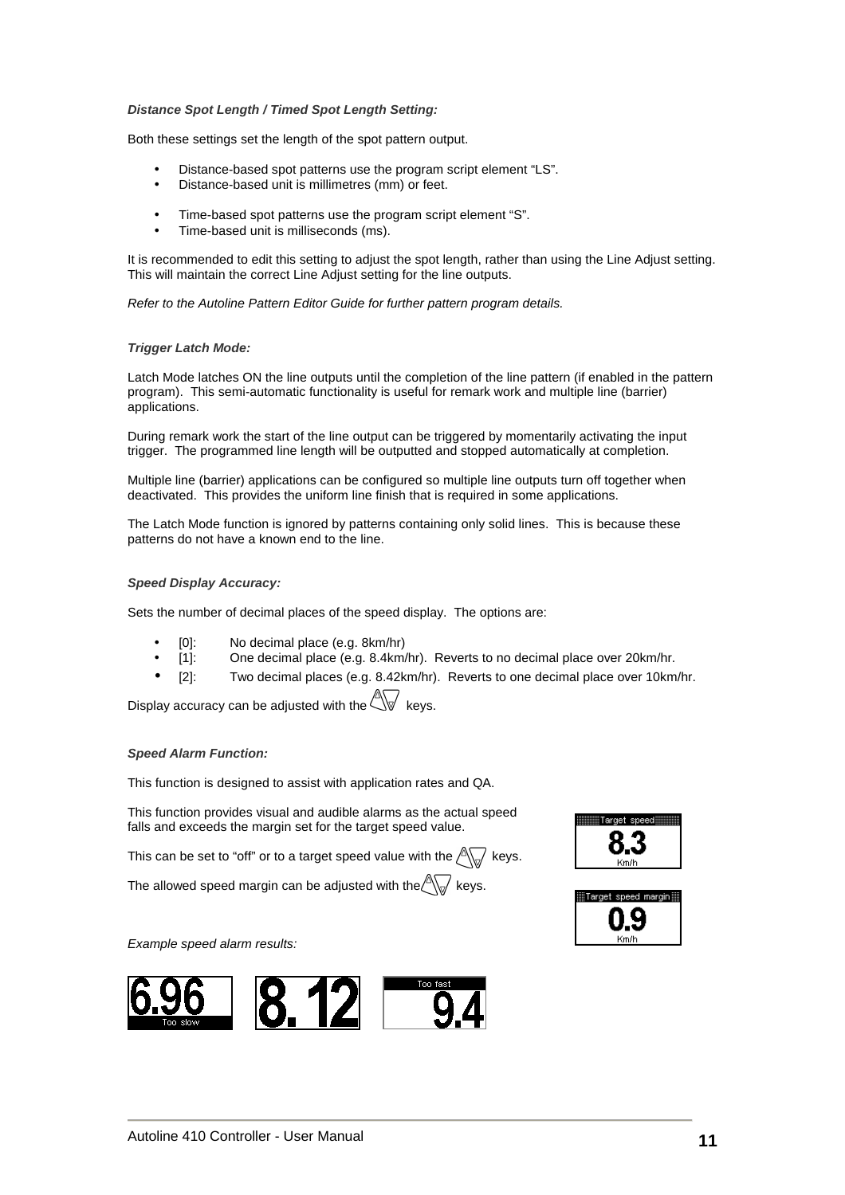***Distance Spot Length / Timed Spot Length Setting:***

Both these settings set the length of the spot pattern output.

- Distance-based spot patterns use the program script element “LS”.
- Distance-based unit is millimetres (mm) or feet.

- Time-based spot patterns use the program script element “S”.
- Time-based unit is milliseconds (ms).

It is recommended to edit this setting to adjust the spot length, rather than using the Line Adjust setting. This will maintain the correct Line Adjust setting for the line outputs.

*Refer to the Autoline Pattern Editor Guide for further pattern program details.*

***Trigger Latch Mode:***

Latch Mode latches ON the line outputs until the completion of the line pattern (if enabled in the pattern program). This semi-automatic functionality is useful for remark work and multiple line (barrier) applications.

During remark work the start of the line output can be triggered by momentarily activating the input trigger. The programmed line length will be outputted and stopped automatically at completion.

Multiple line (barrier) applications can be configured so multiple line outputs turn off together when deactivated. This provides the uniform line finish that is required in some applications.

The Latch Mode function is ignored by patterns containing only solid lines. This is because these patterns do not have a known end to the line.

***Speed Display Accuracy:***

Sets the number of decimal places of the speed display. The options are:

- [0]: No decimal place (e.g. 8km/hr)
- [1]: One decimal place (e.g. 8.4km/hr). Reverts to no decimal place over 20km/hr.
- [2]: Two decimal places (e.g. 8.42km/hr). Reverts to one decimal place over 10km/hr.

Display accuracy can be adjusted with the keys.

***Speed Alarm Function:***

This function is designed to assist with application rates and QA.

This function provides visual and audible alarms as the actual speed falls and exceeds the margin set for the target speed value.

This can be set to “off” or to a target speed value with the keys.

The allowed speed margin can be adjusted with the keys.

Target speed
8.3
Km/h

Target speed margin
0.9
Km/h

*Example speed alarm results:*

6.96 Too slow | 8.12 | Too fast 9.4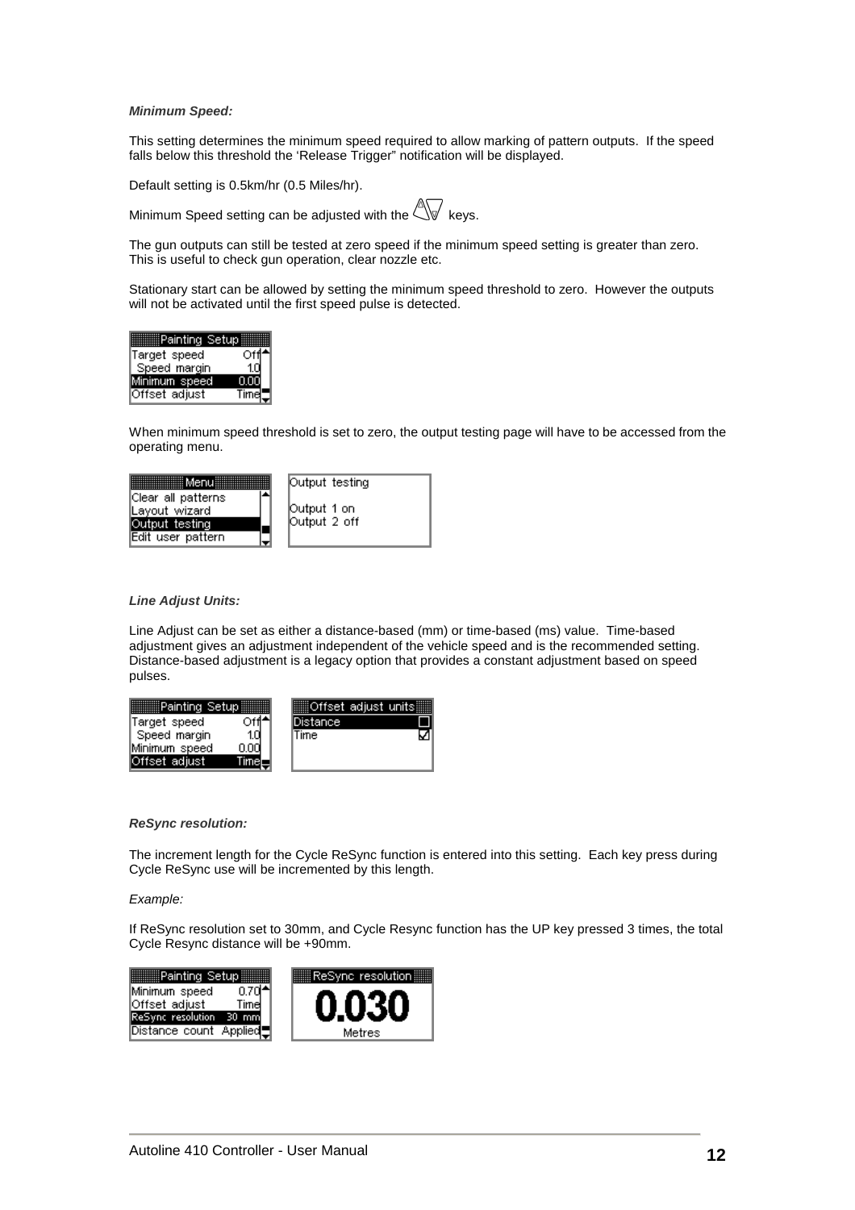***Minimum Speed:***

This setting determines the minimum speed required to allow marking of pattern outputs. If the speed falls below this threshold the 'Release Trigger" notification will be displayed.

Default setting is 0.5km/hr (0.5 Miles/hr).

Minimum Speed setting can be adjusted with the keys.

The gun outputs can still be tested at zero speed if the minimum speed setting is greater than zero. This is useful to check gun operation, clear nozzle etc.

Stationary start can be allowed by setting the minimum speed threshold to zero. However the outputs will not be activated until the first speed pulse is detected.

When minimum speed threshold is set to zero, the output testing page will have to be accessed from the operating menu.

***Line Adjust Units:***

Line Adjust can be set as either a distance-based (mm) or time-based (ms) value. Time-based adjustment gives an adjustment independent of the vehicle speed and is the recommended setting. Distance-based adjustment is a legacy option that provides a constant adjustment based on speed pulses.

***ReSync resolution:***

The increment length for the Cycle ReSync function is entered into this setting. Each key press during Cycle ReSync use will be incremented by this length.

*Example:*

If ReSync resolution set to 30mm, and Cycle Resync function has the UP key pressed 3 times, the total Cycle Resync distance will be +90mm.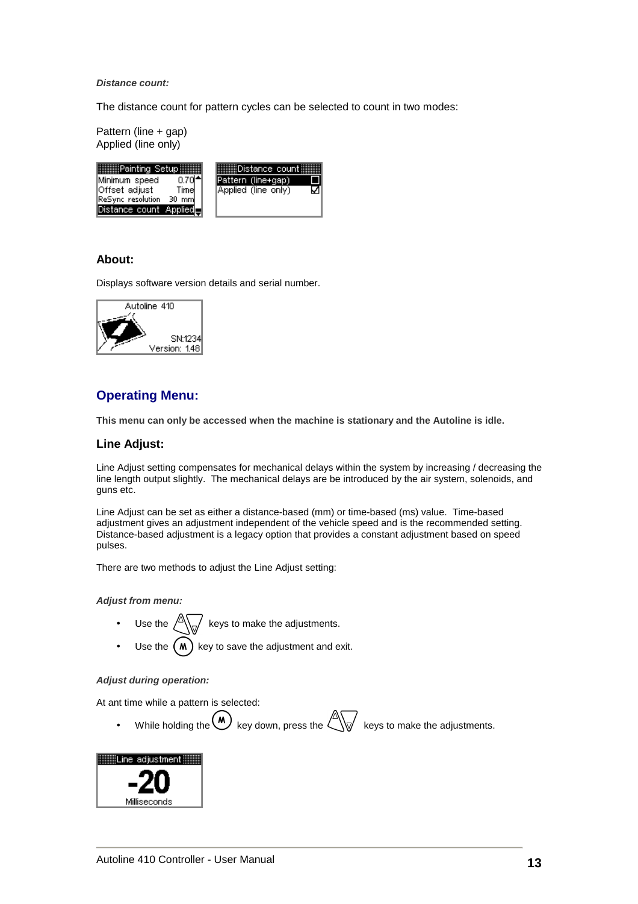***Distance count:***

The distance count for pattern cycles can be selected to count in two modes:

Pattern (line + gap)
Applied (line only)

## About:

Displays software version details and serial number.

## Operating Menu:

**This menu can only be accessed when the machine is stationary and the Autoline is idle.**

### Line Adjust:

Line Adjust setting compensates for mechanical delays within the system by increasing / decreasing the line length output slightly. The mechanical delays are be introduced by the air system, solenoids, and guns etc.

Line Adjust can be set as either a distance-based (mm) or time-based (ms) value. Time-based adjustment gives an adjustment independent of the vehicle speed and is the recommended setting. Distance-based adjustment is a legacy option that provides a constant adjustment based on speed pulses.

There are two methods to adjust the Line Adjust setting:

***Adjust from menu:***

- Use the keys to make the adjustments.
- Use the (M) key to save the adjustment and exit.

***Adjust during operation:***

At ant time while a pattern is selected:

- While holding the (M) key down, press the keys to make the adjustments.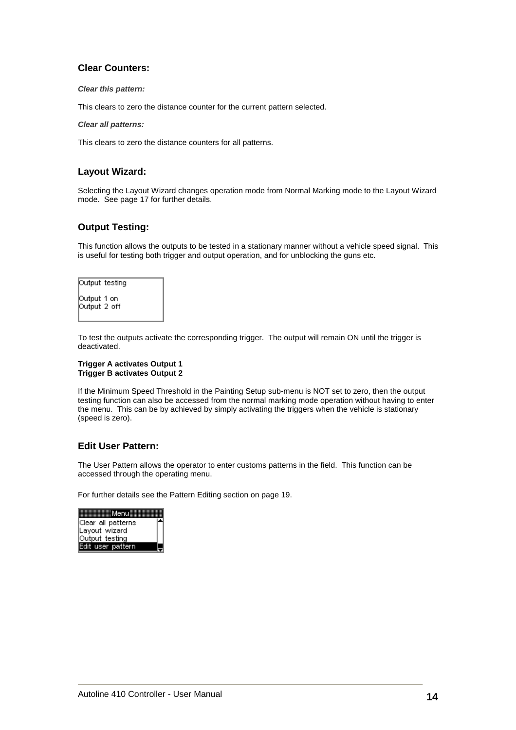## Clear Counters:

***Clear this pattern:***

This clears to zero the distance counter for the current pattern selected.

***Clear all patterns:***

This clears to zero the distance counters for all patterns.

## Layout Wizard:

Selecting the Layout Wizard changes operation mode from Normal Marking mode to the Layout Wizard mode. See page 17 for further details.

## Output Testing:

This function allows the outputs to be tested in a stationary manner without a vehicle speed signal. This is useful for testing both trigger and output operation, and for unblocking the guns etc.

```
Output testing

Output 1 on
Output 2 off
```

To test the outputs activate the corresponding trigger. The output will remain ON until the trigger is deactivated.

**Trigger A activates Output 1**
**Trigger B activates Output 2**

If the Minimum Speed Threshold in the Painting Setup sub-menu is NOT set to zero, then the output testing function can also be accessed from the normal marking mode operation without having to enter the menu. This can be by achieved by simply activating the triggers when the vehicle is stationary (speed is zero).

## Edit User Pattern:

The User Pattern allows the operator to enter customs patterns in the field. This function can be accessed through the operating menu.

For further details see the Pattern Editing section on page 19.

```
Menu
Clear all patterns
Layout wizard
Output testing
Edit user pattern
```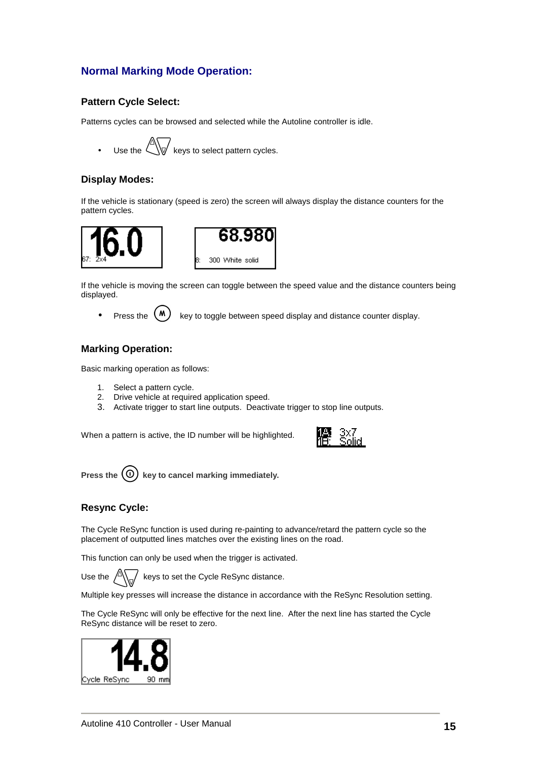## Normal Marking Mode Operation:

### Pattern Cycle Select:

Patterns cycles can be browsed and selected while the Autoline controller is idle.

- Use the keys to select pattern cycles.

### Display Modes:

If the vehicle is stationary (speed is zero) the screen will always display the distance counters for the pattern cycles.

If the vehicle is moving the screen can toggle between the speed value and the distance counters being displayed.

- Press the key to toggle between speed display and distance counter display.

### Marking Operation:

Basic marking operation as follows:

1. Select a pattern cycle.
2. Drive vehicle at required application speed.
3. Activate trigger to start line outputs. Deactivate trigger to stop line outputs.

When a pattern is active, the ID number will be highlighted.

**Press the key to cancel marking immediately.**

### Resync Cycle:

The Cycle ReSync function is used during re-painting to advance/retard the pattern cycle so the placement of outputted lines matches over the existing lines on the road.

This function can only be used when the trigger is activated.

Use the keys to set the Cycle ReSync distance.

Multiple key presses will increase the distance in accordance with the ReSync Resolution setting.

The Cycle ReSync will only be effective for the next line. After the next line has started the Cycle ReSync distance will be reset to zero.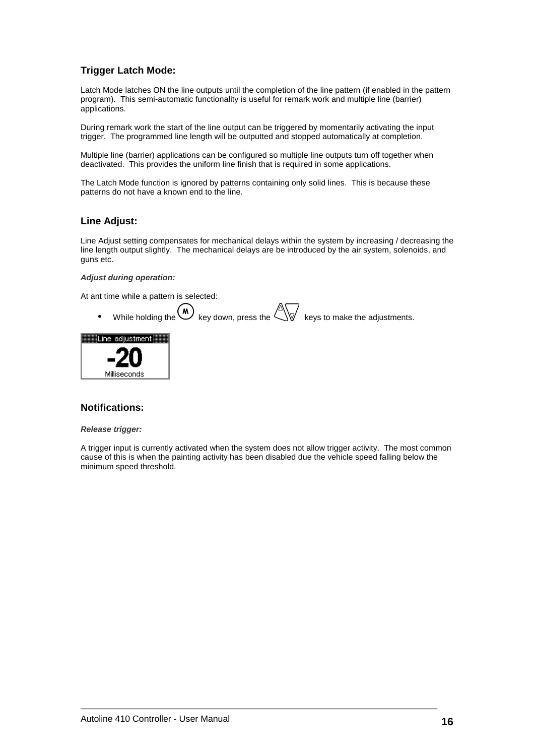### Trigger Latch Mode:

Latch Mode latches ON the line outputs until the completion of the line pattern (if enabled in the pattern program). This semi-automatic functionality is useful for remark work and multiple line (barrier) applications.

During remark work the start of the line output can be triggered by momentarily activating the input trigger. The programmed line length will be outputted and stopped automatically at completion.

Multiple line (barrier) applications can be configured so multiple line outputs turn off together when deactivated. This provides the uniform line finish that is required in some applications.

The Latch Mode function is ignored by patterns containing only solid lines. This is because these patterns do not have a known end to the line.

### Line Adjust:

Line Adjust setting compensates for mechanical delays within the system by increasing / decreasing the line length output slightly. The mechanical delays are be introduced by the air system, solenoids, and guns etc.

***Adjust during operation:***

At ant time while a pattern is selected:

- While holding the (M) key down, press the ▲▼ keys to make the adjustments.

Line adjustment

**-20**

Milliseconds

### Notifications:

***Release trigger:***

A trigger input is currently activated when the system does not allow trigger activity. The most common cause of this is when the painting activity has been disabled due the vehicle speed falling below the minimum speed threshold.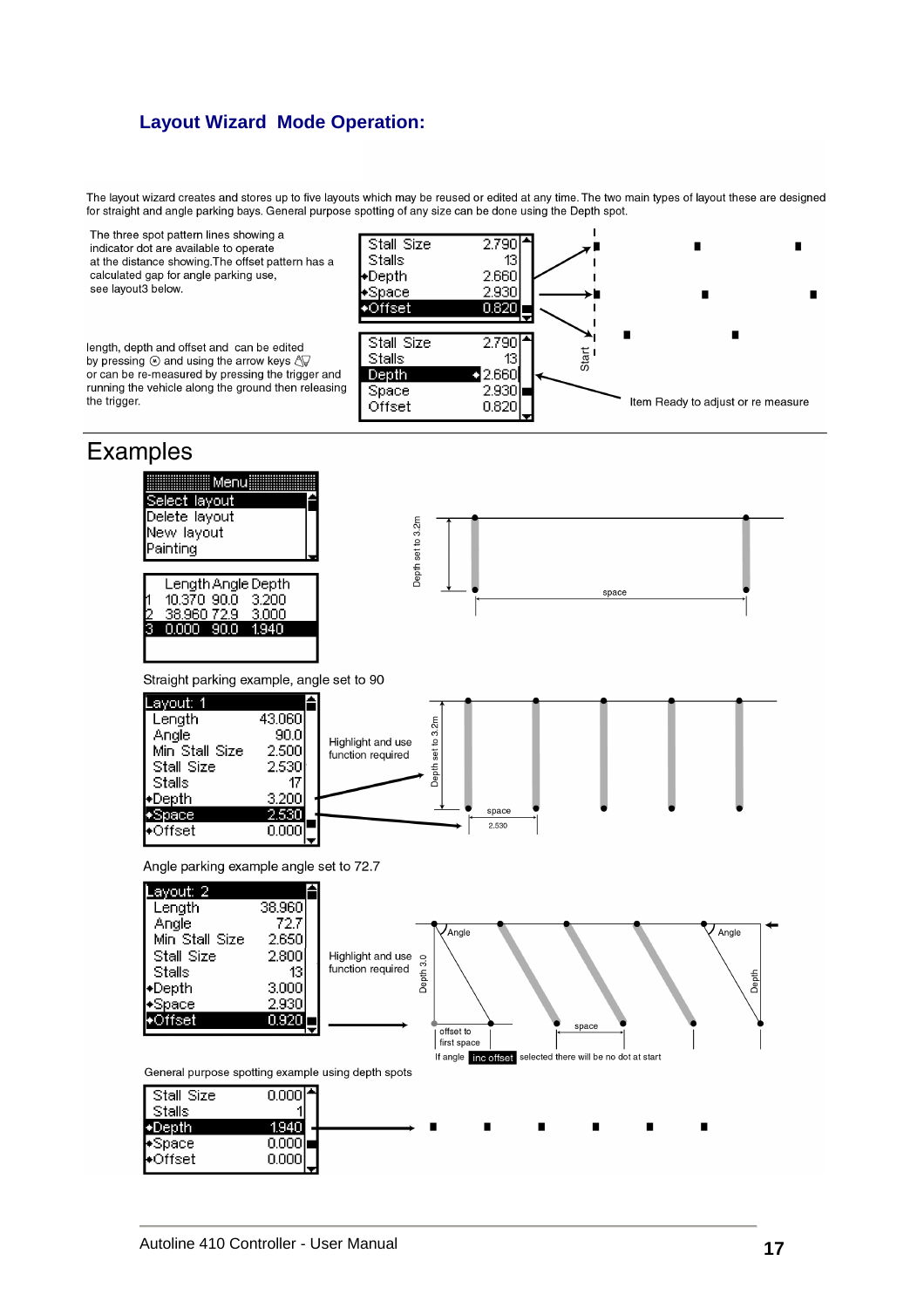## Layout Wizard Mode Operation:

The layout wizard creates and stores up to five layouts which may be reused or edited at any time. The two main types of layout these are designed for straight and angle parking bays. General purpose spotting of any size can be done using the Depth spot.

The three spot pattern lines showing a indicator dot are available to operate at the distance showing.The offset pattern has a calculated gap for angle parking use, see layout3 below.

| Stall Size | 2.790 |
|---|---|
| Stalls | 13 |
| •Depth | 2.660 |
| •Space | 2.930 |
| •Offset | 0.820 |

length, depth and offset and can be edited by pressing ⊙ and using the arrow keys or can be re-measured by pressing the trigger and running the vehicle along the ground then releasing the trigger.

| Stall Size | 2.790 |
|---|---|
| Stalls | 13 |
| Depth | •2.660 |
| Space | 2.930 |
| Offset | 0.820 |

Start

Item Ready to adjust or re measure

# Examples

Menu
- Select layout
- Delete layout
- New layout
- Painting

| | Length | Angle | Depth |
|---|---|---|---|
| 1 | 10.370 | 90.0 | 3.200 |
| 2 | 38.960 | 72.9 | 3.000 |
| 3 | 0.000 | 90.0 | 1.940 |

Depth set to 3.2m

space

Straight parking example, angle set to 90

| Layout: 1 | |
|---|---|
| Length | 43.060 |
| Angle | 90.0 |
| Min Stall Size | 2.500 |
| Stall Size | 2.530 |
| Stalls | 17 |
| •Depth | 3.200 |
| •Space | 2.530 |
| •Offset | 0.000 |

Highlight and use function required

Depth set to 3.2m

space 2.530

Angle parking example angle set to 72.7

| Layout: 2 | |
|---|---|
| Length | 38.960 |
| Angle | 72.7 |
| Min Stall Size | 2.650 |
| Stall Size | 2.800 |
| Stalls | 13 |
| •Depth | 3.000 |
| •Space | 2.930 |
| •Offset | 0.920 |

Highlight and use function required

Angle Angle Depth 3.0 Depth

offset to first space

space

If angle inc offset selected there will be no dot at start

General purpose spotting example using depth spots

| Stall Size | 0.000 |
|---|---|
| Stalls | 1 |
| •Depth | 1.940 |
| •Space | 0.000 |
| •Offset | 0.000 |

Autoline 410 Controller - User Manual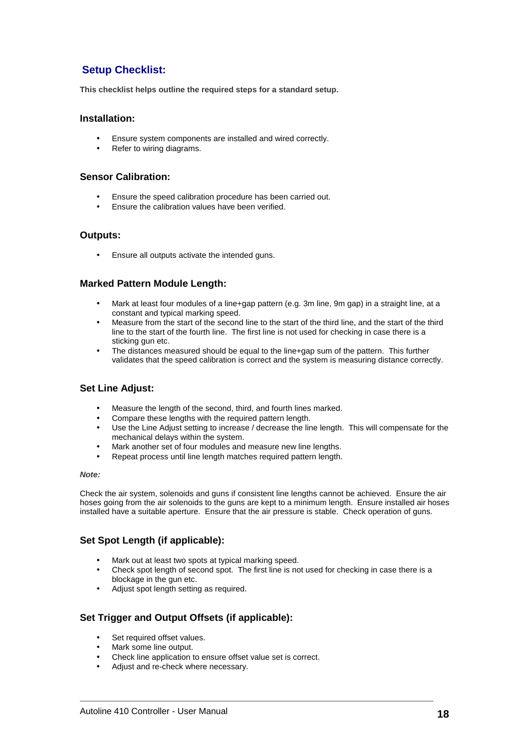## Setup Checklist:

**This checklist helps outline the required steps for a standard setup.**

### Installation:

- Ensure system components are installed and wired correctly.
- Refer to wiring diagrams.

### Sensor Calibration:

- Ensure the speed calibration procedure has been carried out.
- Ensure the calibration values have been verified.

### Outputs:

- Ensure all outputs activate the intended guns.

### Marked Pattern Module Length:

- Mark at least four modules of a line+gap pattern (e.g. 3m line, 9m gap) in a straight line, at a constant and typical marking speed.
- Measure from the start of the second line to the start of the third line, and the start of the third line to the start of the fourth line. The first line is not used for checking in case there is a sticking gun etc.
- The distances measured should be equal to the line+gap sum of the pattern. This further validates that the speed calibration is correct and the system is measuring distance correctly.

### Set Line Adjust:

- Measure the length of the second, third, and fourth lines marked.
- Compare these lengths with the required pattern length.
- Use the Line Adjust setting to increase / decrease the line length. This will compensate for the mechanical delays within the system.
- Mark another set of four modules and measure new line lengths.
- Repeat process until line length matches required pattern length.

***Note:***

Check the air system, solenoids and guns if consistent line lengths cannot be achieved. Ensure the air hoses going from the air solenoids to the guns are kept to a minimum length. Ensure installed air hoses installed have a suitable aperture. Ensure that the air pressure is stable. Check operation of guns.

### Set Spot Length (if applicable):

- Mark out at least two spots at typical marking speed.
- Check spot length of second spot. The first line is not used for checking in case there is a blockage in the gun etc.
- Adjust spot length setting as required.

### Set Trigger and Output Offsets (if applicable):

- Set required offset values.
- Mark some line output.
- Check line application to ensure offset value set is correct.
- Adjust and re-check where necessary.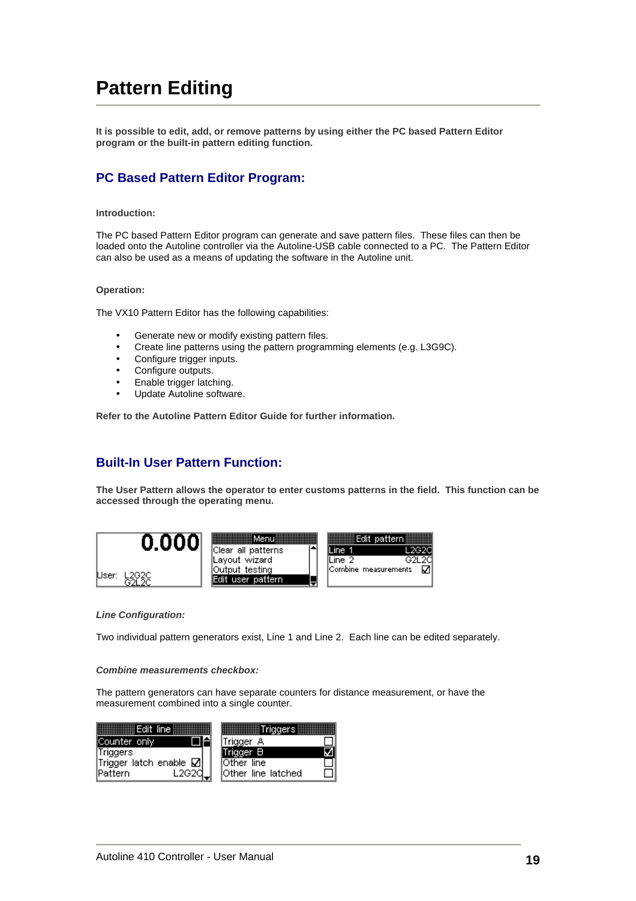# Pattern Editing

**It is possible to edit, add, or remove patterns by using either the PC based Pattern Editor program or the built-in pattern editing function.**

## PC Based Pattern Editor Program:

**Introduction:**

The PC based Pattern Editor program can generate and save pattern files. These files can then be loaded onto the Autoline controller via the Autoline-USB cable connected to a PC. The Pattern Editor can also be used as a means of updating the software in the Autoline unit.

**Operation:**

The VX10 Pattern Editor has the following capabilities:

- Generate new or modify existing pattern files.
- Create line patterns using the pattern programming elements (e.g. L3G9C).
- Configure trigger inputs.
- Configure outputs.
- Enable trigger latching.
- Update Autoline software.

**Refer to the Autoline Pattern Editor Guide for further information.**

## Built-In User Pattern Function:

**The User Pattern allows the operator to enter customs patterns in the field. This function can be accessed through the operating menu.**

0.000
User: L2G2C G2L2C

Menu
Clear all patterns
Layout wizard
Output testing
Edit user pattern

Edit pattern
Line 1 L2G2C
Line 2 G2L2C
Combine measurements ☑

***Line Configuration:***

Two individual pattern generators exist, Line 1 and Line 2. Each line can be edited separately.

***Combine measurements checkbox:***

The pattern generators can have separate counters for distance measurement, or have the measurement combined into a single counter.

Edit line
Counter only ☐
Triggers
Trigger latch enable ☑
Pattern L2G2C

Triggers
Trigger A ☐
Trigger B ☑
Other line ☐
Other line latched ☐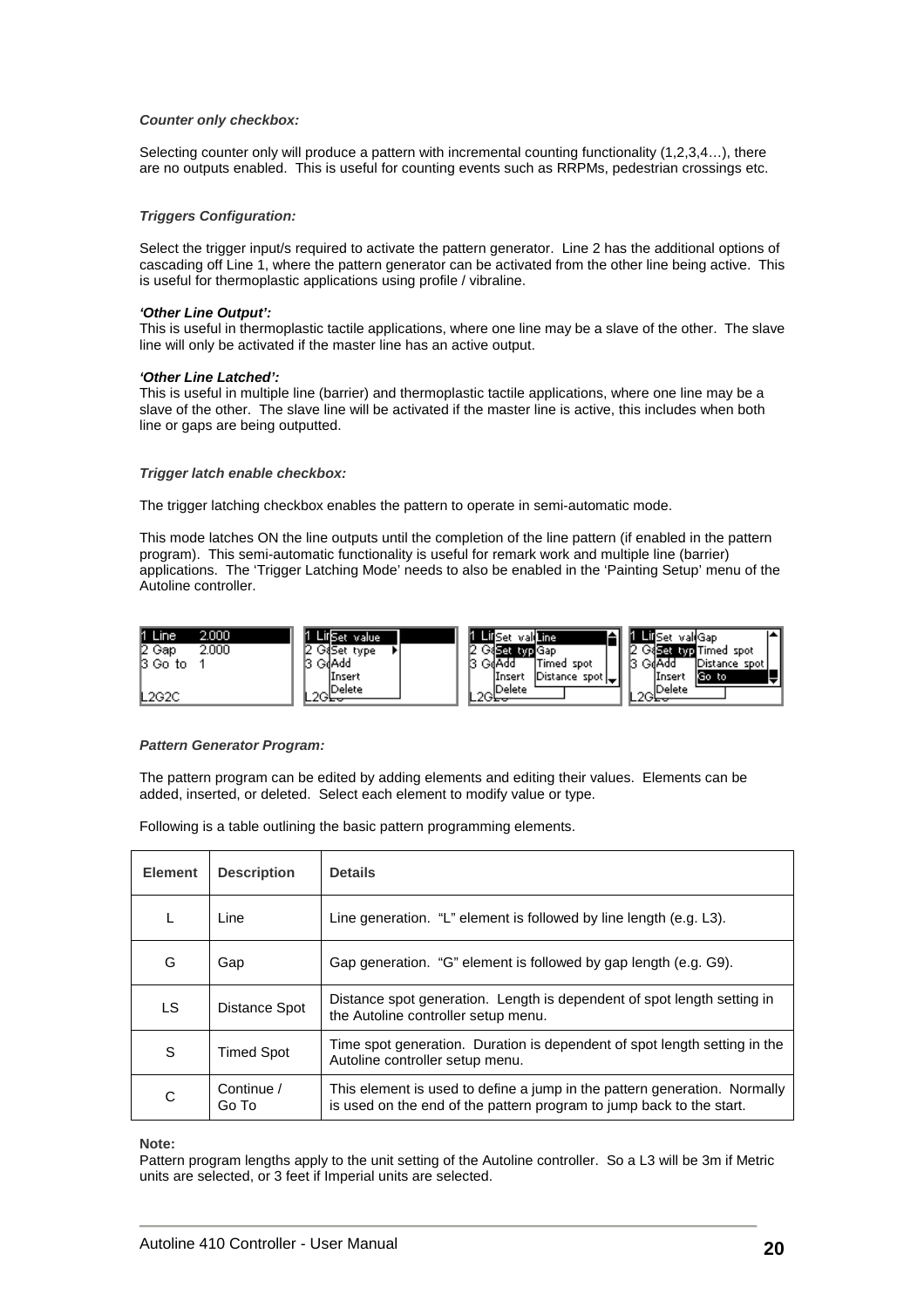***Counter only checkbox:***

Selecting counter only will produce a pattern with incremental counting functionality (1,2,3,4…), there are no outputs enabled.  This is useful for counting events such as RRPMs, pedestrian crossings etc.

***Triggers Configuration:***

Select the trigger input/s required to activate the pattern generator.  Line 2 has the additional options of cascading off Line 1, where the pattern generator can be activated from the other line being active.  This is useful for thermoplastic applications using profile / vibraline.

***'Other Line Output':***
This is useful in thermoplastic tactile applications, where one line may be a slave of the other.  The slave line will only be activated if the master line has an active output.

***'Other Line Latched':***
This is useful in multiple line (barrier) and thermoplastic tactile applications, where one line may be a slave of the other.  The slave line will be activated if the master line is active, this includes when both line or gaps are being outputted.

***Trigger latch enable checkbox:***

The trigger latching checkbox enables the pattern to operate in semi-automatic mode.

This mode latches ON the line outputs until the completion of the line pattern (if enabled in the pattern program).  This semi-automatic functionality is useful for remark work and multiple line (barrier) applications.  The 'Trigger Latching Mode' needs to also be enabled in the 'Painting Setup' menu of the Autoline controller.

***Pattern Generator Program:***

The pattern program can be edited by adding elements and editing their values.  Elements can be added, inserted, or deleted.  Select each element to modify value or type.

Following is a table outlining the basic pattern programming elements.

| Element | Description | Details |
|---|---|---|
| L | Line | Line generation.  "L" element is followed by line length (e.g. L3). |
| G | Gap | Gap generation.  "G" element is followed by gap length (e.g. G9). |
| LS | Distance Spot | Distance spot generation.  Length is dependent of spot length setting in the Autoline controller setup menu. |
| S | Timed Spot | Time spot generation.  Duration is dependent of spot length setting in the Autoline controller setup menu. |
| C | Continue / Go To | This element is used to define a jump in the pattern generation.  Normally is used on the end of the pattern program to jump back to the start. |

**Note:**
Pattern program lengths apply to the unit setting of the Autoline controller.  So a L3 will be 3m if Metric units are selected, or 3 feet if Imperial units are selected.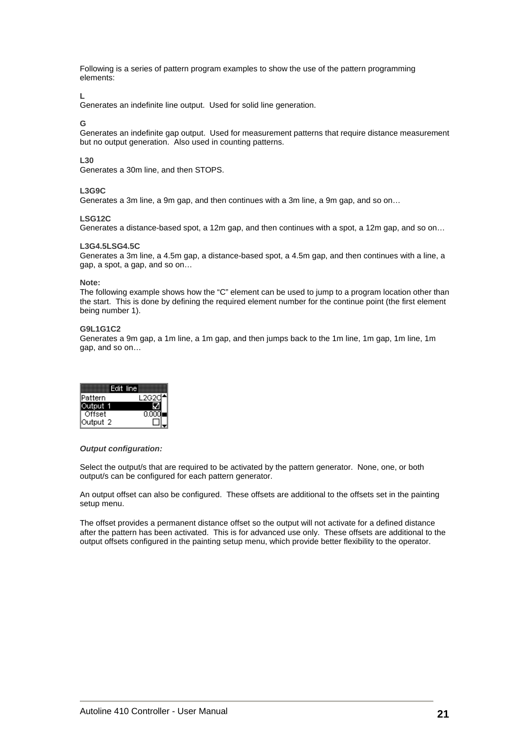Following is a series of pattern program examples to show the use of the pattern programming elements:

**L**
Generates an indefinite line output. Used for solid line generation.

**G**
Generates an indefinite gap output. Used for measurement patterns that require distance measurement but no output generation. Also used in counting patterns.

**L30**
Generates a 30m line, and then STOPS.

**L3G9C**
Generates a 3m line, a 9m gap, and then continues with a 3m line, a 9m gap, and so on…

**LSG12C**
Generates a distance-based spot, a 12m gap, and then continues with a spot, a 12m gap, and so on…

**L3G4.5LSG4.5C**
Generates a 3m line, a 4.5m gap, a distance-based spot, a 4.5m gap, and then continues with a line, a gap, a spot, a gap, and so on…

**Note:**
The following example shows how the "C" element can be used to jump to a program location other than the start. This is done by defining the required element number for the continue point (the first element being number 1).

**G9L1G1C2**
Generates a 9m gap, a 1m line, a 1m gap, and then jumps back to the 1m line, 1m gap, 1m line, 1m gap, and so on…

| Edit line | |
|---|---|
| Pattern | L2G2C |
| Output 1 | ☑ |
| Offset | 0.000 |
| Output 2 | ☐ |

***Output configuration:***

Select the output/s that are required to be activated by the pattern generator. None, one, or both output/s can be configured for each pattern generator.

An output offset can also be configured. These offsets are additional to the offsets set in the painting setup menu.

The offset provides a permanent distance offset so the output will not activate for a defined distance after the pattern has been activated. This is for advanced use only. These offsets are additional to the output offsets configured in the painting setup menu, which provide better flexibility to the operator.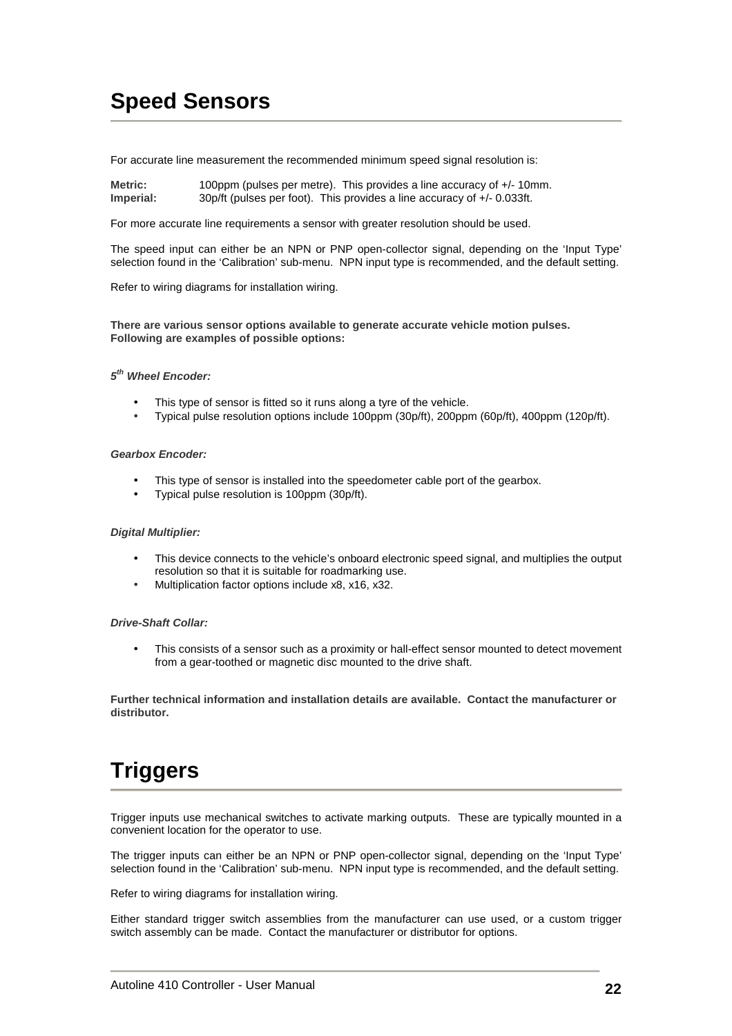# Speed Sensors

For accurate line measurement the recommended minimum speed signal resolution is:

**Metric:** 100ppm (pulses per metre). This provides a line accuracy of +/- 10mm.
**Imperial:** 30p/ft (pulses per foot). This provides a line accuracy of +/- 0.033ft.

For more accurate line requirements a sensor with greater resolution should be used.

The speed input can either be an NPN or PNP open-collector signal, depending on the 'Input Type' selection found in the 'Calibration' sub-menu. NPN input type is recommended, and the default setting.

Refer to wiring diagrams for installation wiring.

**There are various sensor options available to generate accurate vehicle motion pulses. Following are examples of possible options:**

***5th Wheel Encoder:***

- This type of sensor is fitted so it runs along a tyre of the vehicle.
- Typical pulse resolution options include 100ppm (30p/ft), 200ppm (60p/ft), 400ppm (120p/ft).

***Gearbox Encoder:***

- This type of sensor is installed into the speedometer cable port of the gearbox.
- Typical pulse resolution is 100ppm (30p/ft).

***Digital Multiplier:***

- This device connects to the vehicle's onboard electronic speed signal, and multiplies the output resolution so that it is suitable for roadmarking use.
- Multiplication factor options include x8, x16, x32.

***Drive-Shaft Collar:***

- This consists of a sensor such as a proximity or hall-effect sensor mounted to detect movement from a gear-toothed or magnetic disc mounted to the drive shaft.

**Further technical information and installation details are available. Contact the manufacturer or distributor.**

# Triggers

Trigger inputs use mechanical switches to activate marking outputs. These are typically mounted in a convenient location for the operator to use.

The trigger inputs can either be an NPN or PNP open-collector signal, depending on the 'Input Type' selection found in the 'Calibration' sub-menu. NPN input type is recommended, and the default setting.

Refer to wiring diagrams for installation wiring.

Either standard trigger switch assemblies from the manufacturer can use used, or a custom trigger switch assembly can be made. Contact the manufacturer or distributor for options.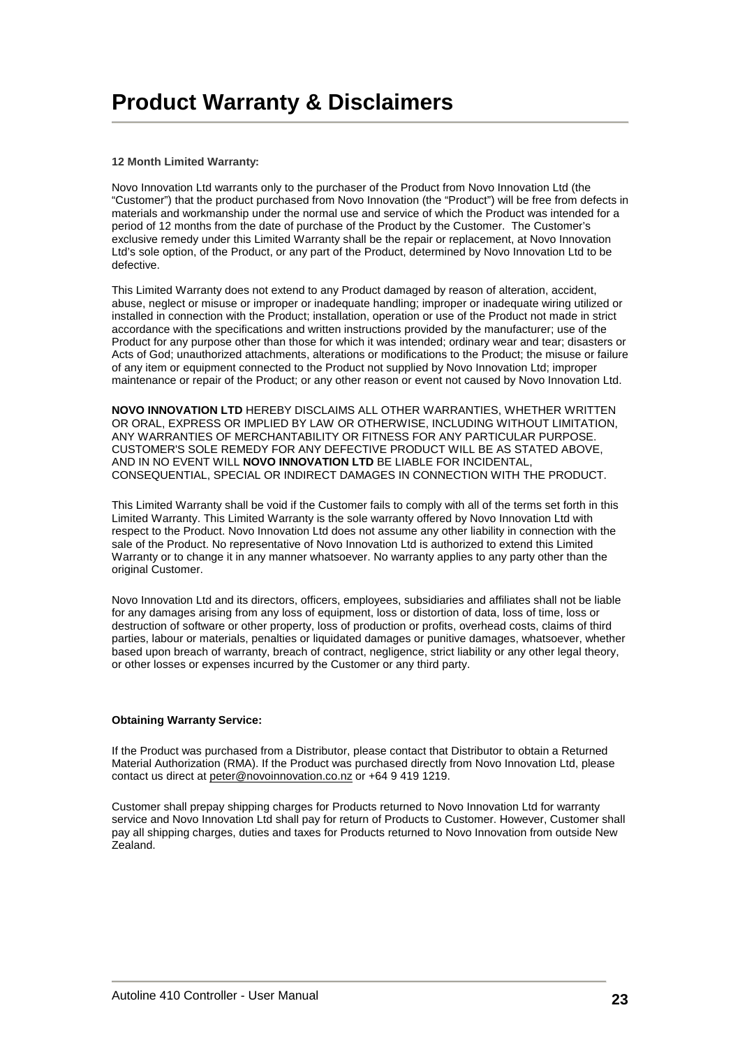# Product Warranty & Disclaimers

**12 Month Limited Warranty:**

Novo Innovation Ltd warrants only to the purchaser of the Product from Novo Innovation Ltd (the "Customer") that the product purchased from Novo Innovation (the "Product") will be free from defects in materials and workmanship under the normal use and service of which the Product was intended for a period of 12 months from the date of purchase of the Product by the Customer. The Customer's exclusive remedy under this Limited Warranty shall be the repair or replacement, at Novo Innovation Ltd's sole option, of the Product, or any part of the Product, determined by Novo Innovation Ltd to be defective.

This Limited Warranty does not extend to any Product damaged by reason of alteration, accident, abuse, neglect or misuse or improper or inadequate handling; improper or inadequate wiring utilized or installed in connection with the Product; installation, operation or use of the Product not made in strict accordance with the specifications and written instructions provided by the manufacturer; use of the Product for any purpose other than those for which it was intended; ordinary wear and tear; disasters or Acts of God; unauthorized attachments, alterations or modifications to the Product; the misuse or failure of any item or equipment connected to the Product not supplied by Novo Innovation Ltd; improper maintenance or repair of the Product; or any other reason or event not caused by Novo Innovation Ltd.

**NOVO INNOVATION LTD** HEREBY DISCLAIMS ALL OTHER WARRANTIES, WHETHER WRITTEN OR ORAL, EXPRESS OR IMPLIED BY LAW OR OTHERWISE, INCLUDING WITHOUT LIMITATION, ANY WARRANTIES OF MERCHANTABILITY OR FITNESS FOR ANY PARTICULAR PURPOSE. CUSTOMER'S SOLE REMEDY FOR ANY DEFECTIVE PRODUCT WILL BE AS STATED ABOVE, AND IN NO EVENT WILL **NOVO INNOVATION LTD** BE LIABLE FOR INCIDENTAL, CONSEQUENTIAL, SPECIAL OR INDIRECT DAMAGES IN CONNECTION WITH THE PRODUCT.

This Limited Warranty shall be void if the Customer fails to comply with all of the terms set forth in this Limited Warranty. This Limited Warranty is the sole warranty offered by Novo Innovation Ltd with respect to the Product. Novo Innovation Ltd does not assume any other liability in connection with the sale of the Product. No representative of Novo Innovation Ltd is authorized to extend this Limited Warranty or to change it in any manner whatsoever. No warranty applies to any party other than the original Customer.

Novo Innovation Ltd and its directors, officers, employees, subsidiaries and affiliates shall not be liable for any damages arising from any loss of equipment, loss or distortion of data, loss of time, loss or destruction of software or other property, loss of production or profits, overhead costs, claims of third parties, labour or materials, penalties or liquidated damages or punitive damages, whatsoever, whether based upon breach of warranty, breach of contract, negligence, strict liability or any other legal theory, or other losses or expenses incurred by the Customer or any third party.

**Obtaining Warranty Service:**

If the Product was purchased from a Distributor, please contact that Distributor to obtain a Returned Material Authorization (RMA). If the Product was purchased directly from Novo Innovation Ltd, please contact us direct at peter@novoinnovation.co.nz or +64 9 419 1219.

Customer shall prepay shipping charges for Products returned to Novo Innovation Ltd for warranty service and Novo Innovation Ltd shall pay for return of Products to Customer. However, Customer shall pay all shipping charges, duties and taxes for Products returned to Novo Innovation from outside New Zealand.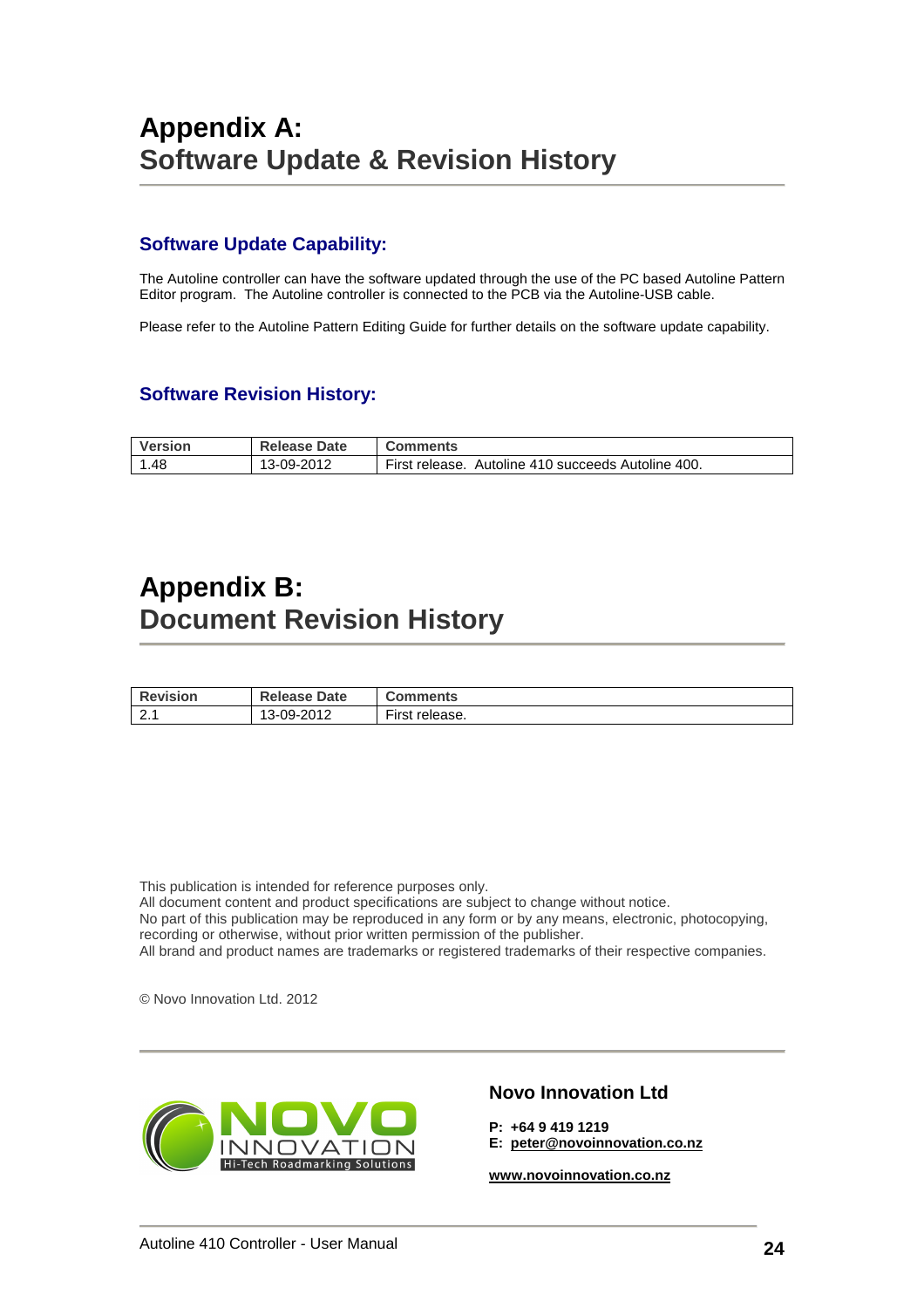# Appendix A:
# Software Update & Revision History

## Software Update Capability:

The Autoline controller can have the software updated through the use of the PC based Autoline Pattern Editor program. The Autoline controller is connected to the PCB via the Autoline-USB cable.

Please refer to the Autoline Pattern Editing Guide for further details on the software update capability.

## Software Revision History:

| Version | Release Date | Comments |
|---|---|---|
| 1.48 | 13-09-2012 | First release. Autoline 410 succeeds Autoline 400. |

# Appendix B:
# Document Revision History

| Revision | Release Date | Comments |
|---|---|---|
| 2.1 | 13-09-2012 | First release. |

This publication is intended for reference purposes only.
All document content and product specifications are subject to change without notice.
No part of this publication may be reproduced in any form or by any means, electronic, photocopying, recording or otherwise, without prior written permission of the publisher.
All brand and product names are trademarks or registered trademarks of their respective companies.

© Novo Innovation Ltd. 2012

NOVO INNOVATION
Hi-Tech Roadmarking Solutions

**Novo Innovation Ltd**

**P: +64 9 419 1219**
**E: peter@novoinnovation.co.nz**

**www.novoinnovation.co.nz**